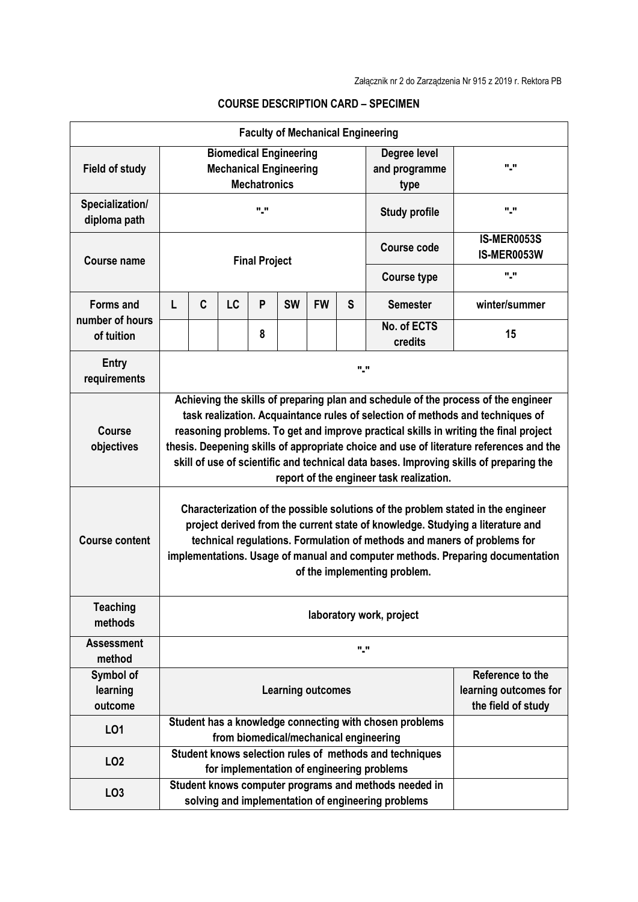Załącznik nr 2 do Zarządzenia Nr 915 z 2019 r. Rektora PB

# COURSE DESCRIPTION CARD – SPECIMEN

| **Faculty of Mechanical Engineering** | | | | | | | | | |
|---|---|---|---|---|---|---|---|---|---|
| **Field of study** | **Biomedical Engineering Mechanical Engineering Mechatronics** | | | | | | | **Degree level and programme type** | **"-"** |
| **Specialization/ diploma path** | **"-"** | | | | | | | **Study profile** | **"-"** |
| **Course name** | **Final Project** | | | | | | | **Course code** | **IS-MER0053S IS-MER0053W** |
| | | | | | | | | **Course type** | **"-"** |
| **Forms and number of hours of tuition** | **L** | **C** | **LC** | **P** | **SW** | **FW** | **S** | **Semester** | **winter/summer** |
| | | | | **8** | | | | **No. of ECTS credits** | **15** |
| **Entry requirements** | **"-"** | | | | | | | | |
| **Course objectives** | **Achieving the skills of preparing plan and schedule of the process of the engineer task realization. Acquaintance rules of selection of methods and techniques of reasoning problems. To get and improve practical skills in writing the final project thesis. Deepening skills of appropriate choice and use of literature references and the skill of use of scientific and technical data bases. Improving skills of preparing the report of the engineer task realization.** | | | | | | | | |
| **Course content** | **Characterization of the possible solutions of the problem stated in the engineer project derived from the current state of knowledge. Studying a literature and technical regulations. Formulation of methods and maners of problems for implementations. Usage of manual and computer methods. Preparing documentation of the implementing problem.** | | | | | | | | |
| **Teaching methods** | **laboratory work, project** | | | | | | | | |
| **Assessment method** | **"-"** | | | | | | | | |
| **Symbol of learning outcome** | **Learning outcomes** | | | | | | | | **Reference to the learning outcomes for the field of study** |
| **LO1** | **Student has a knowledge connecting with chosen problems from biomedical/mechanical engineering** | | | | | | | | |
| **LO2** | **Student knows selection rules of methods and techniques for implementation of engineering problems** | | | | | | | | |
| **LO3** | **Student knows computer programs and methods needed in solving and implementation of engineering problems** | | | | | | | | |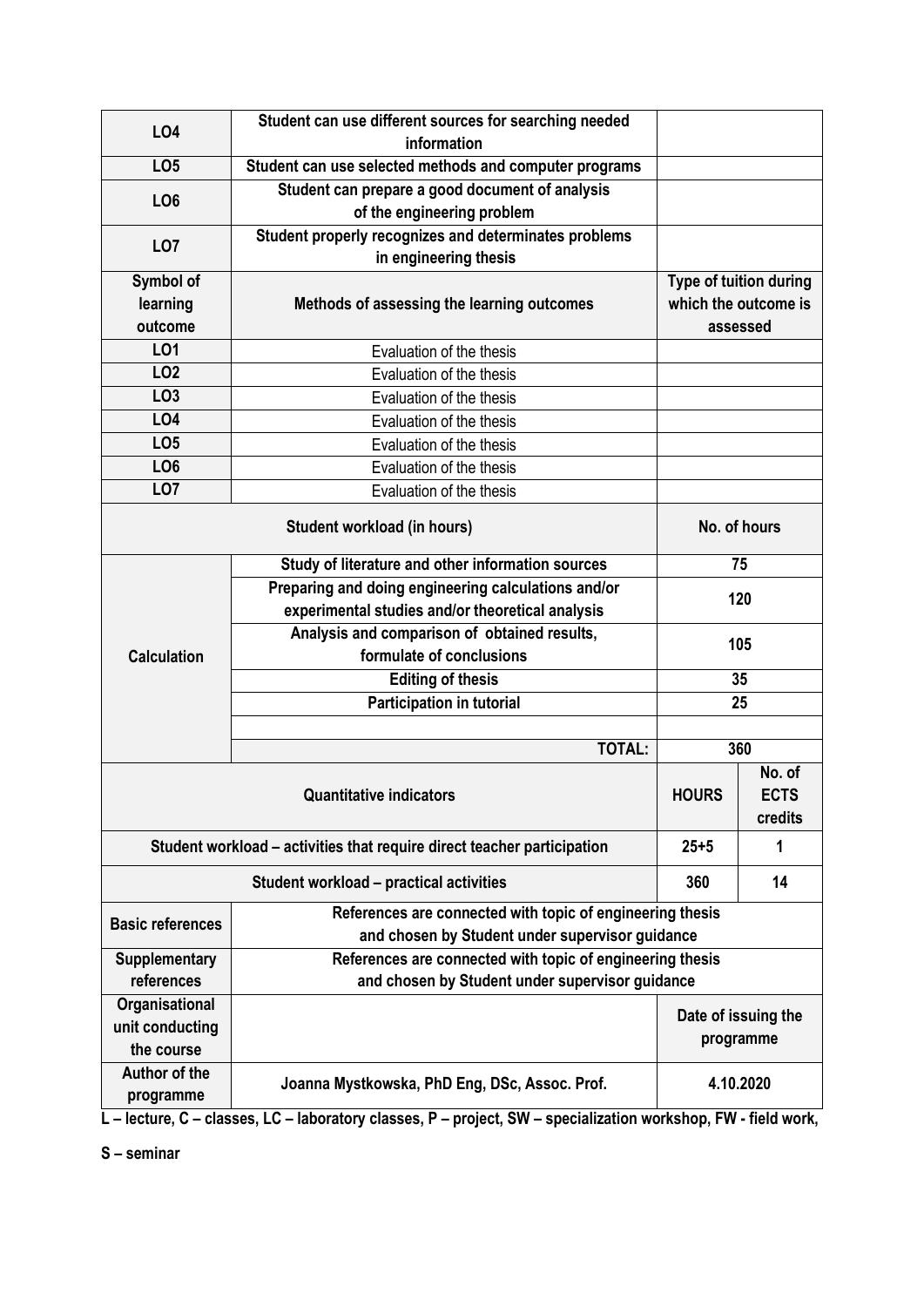| | | | |
|---|---|---|---|
| **LO4** | **Student can use different sources for searching needed information** | | |
| **LO5** | **Student can use selected methods and computer programs** | | |
| **LO6** | **Student can prepare a good document of analysis of the engineering problem** | | |
| **LO7** | **Student properly recognizes and determinates problems in engineering thesis** | | |
| **Symbol of learning outcome** | **Methods of assessing the learning outcomes** | **Type of tuition during which the outcome is assessed** | |
| **LO1** | Evaluation of the thesis | | |
| **LO2** | Evaluation of the thesis | | |
| **LO3** | Evaluation of the thesis | | |
| **LO4** | Evaluation of the thesis | | |
| **LO5** | Evaluation of the thesis | | |
| **LO6** | Evaluation of the thesis | | |
| **LO7** | Evaluation of the thesis | | |
| **Student workload (in hours)** | | **No. of hours** | |
| **Calculation** | **Study of literature and other information sources** | **75** | |
| | **Preparing and doing engineering calculations and/or experimental studies and/or theoretical analysis** | **120** | |
| | **Analysis and comparison of obtained results, formulate of conclusions** | **105** | |
| | **Editing of thesis** | **35** | |
| | **Participation in tutorial** | **25** | |
| | | | |
| | **TOTAL:** | **360** | |
| **Quantitative indicators** | | **HOURS** | **No. of ECTS credits** |
| **Student workload – activities that require direct teacher participation** | | **25+5** | **1** |
| **Student workload – practical activities** | | **360** | **14** |
| **Basic references** | **References are connected with topic of engineering thesis and chosen by Student under supervisor guidance** | | |
| **Supplementary references** | **References are connected with topic of engineering thesis and chosen by Student under supervisor guidance** | | |
| **Organisational unit conducting the course** | | **Date of issuing the programme** | |
| **Author of the programme** | **Joanna Mystkowska, PhD Eng, DSc, Assoc. Prof.** | **4.10.2020** | |

**L – lecture, C – classes, LC – laboratory classes, P – project, SW – specialization workshop, FW - field work, S – seminar**